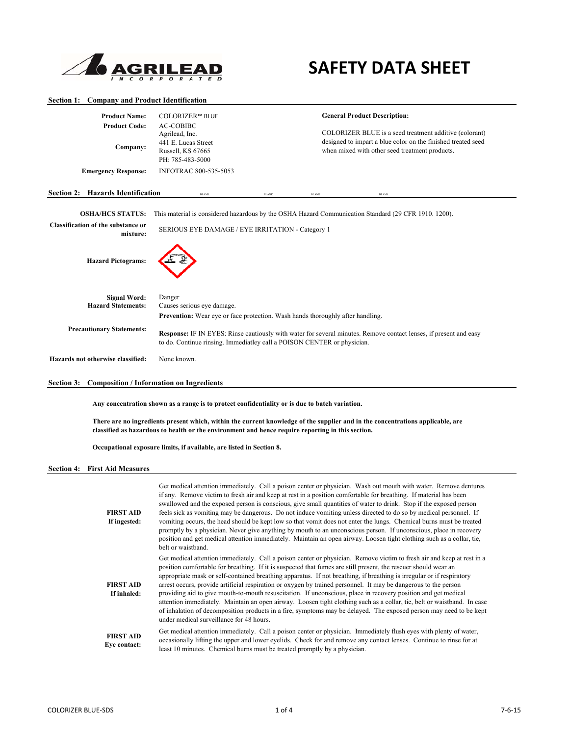# SAFETY DATA SHEET

AGRILEAD INCORPORATED

## Section 1: Company and Product Identification

**Product Name:** COLORIZER™ BLUE

**Product Code:** AC-COBIBC

**Company:** Agrilead, Inc.
441 E. Lucas Street
Russell, KS 67665
PH: 785-483-5000

**Emergency Response:** INFOTRAC 800-535-5053

**General Product Description:**

COLORIZER BLUE is a seed treatment additive (colorant) designed to impart a blue color on the finished treated seed when mixed with other seed treatment products.

## Section 2: Hazards Identification

**OSHA/HCS STATUS:** This material is considered hazardous by the OSHA Hazard Communication Standard (29 CFR 1910. 1200).

**Classification of the substance or mixture:** SERIOUS EYE DAMAGE / EYE IRRITATION - Category 1

**Hazard Pictograms:**

**Signal Word:** Danger

**Hazard Statements:** Causes serious eye damage.

**Precautionary Statements:**

**Prevention:** Wear eye or face protection. Wash hands thoroughly after handling.

**Response:** IF IN EYES: Rinse cautiously with water for several minutes. Remove contact lenses, if present and easy to do. Continue rinsing. Immediatley call a POISON CENTER or physician.

**Hazards not otherwise classified:** None known.

## Section 3: Composition / Information on Ingredients

**Any concentration shown as a range is to protect confidentiality or is due to batch variation.**

**There are no ingredients present which, within the current knowledge of the supplier and in the concentrations applicable, are classified as hazardous to health or the environment and hence require reporting in this section.**

**Occupational exposure limits, if available, are listed in Section 8.**

## Section 4: First Aid Measures

**FIRST AID If ingested:** Get medical attention immediately. Call a poison center or physician. Wash out mouth with water. Remove dentures if any. Remove victim to fresh air and keep at rest in a position comfortable for breathing. If material has been swallowed and the exposed person is conscious, give small quantities of water to drink. Stop if the exposed person feels sick as vomiting may be dangerous. Do not induce vomiting unless directed to do so by medical personnel. If vomiting occurs, the head should be kept low so that vomit does not enter the lungs. Chemical burns must be treated promptly by a physician. Never give anything by mouth to an unconscious person. If unconscious, place in recovery position and get medical attention immediately. Maintain an open airway. Loosen tight clothing such as a collar, tie, belt or waistband.

**FIRST AID If inhaled:** Get medical attention immediately. Call a poison center or physician. Remove victim to fresh air and keep at rest in a position comfortable for breathing. If it is suspected that fumes are still present, the rescuer should wear an appropriate mask or self-contained breathing apparatus. If not breathing, if breathing is irregular or if respiratory arrest occurs, provide artificial respiration or oxygen by trained personnel. It may be dangerous to the person providing aid to give mouth-to-mouth resuscitation. If unconscious, place in recovery position and get medical attention immediately. Maintain an open airway. Loosen tight clothing such as a collar, tie, belt or waistband. In case of inhalation of decomposition products in a fire, symptoms may be delayed. The exposed person may need to be kept under medical surveillance for 48 hours.

**FIRST AID Eye contact:** Get medical attention immediately. Call a poison center or physician. Immediately flush eyes with plenty of water, occasionally lifting the upper and lower eyelids. Check for and remove any contact lenses. Continue to rinse for at least 10 minutes. Chemical burns must be treated promptly by a physician.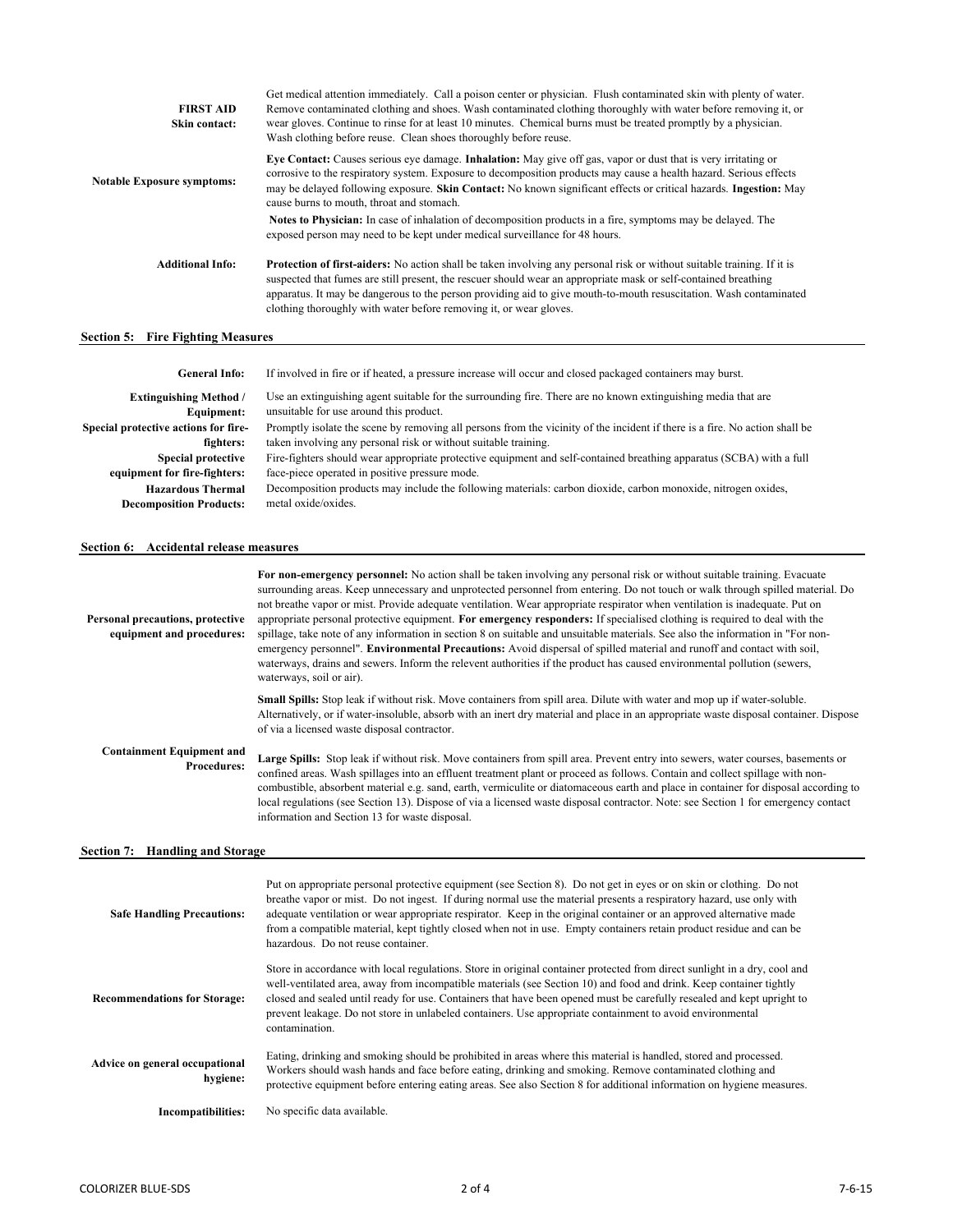**FIRST AID Skin contact:** Get medical attention immediately. Call a poison center or physician. Flush contaminated skin with plenty of water. Remove contaminated clothing and shoes. Wash contaminated clothing thoroughly with water before removing it, or wear gloves. Continue to rinse for at least 10 minutes. Chemical burns must be treated promptly by a physician. Wash clothing before reuse. Clean shoes thoroughly before reuse.

**Notable Exposure symptoms:** **Eye Contact:** Causes serious eye damage. **Inhalation:** May give off gas, vapor or dust that is very irritating or corrosive to the respiratory system. Exposure to decomposition products may cause a health hazard. Serious effects may be delayed following exposure. **Skin Contact:** No known significant effects or critical hazards. **Ingestion:** May cause burns to mouth, throat and stomach.

**Notes to Physician:** In case of inhalation of decomposition products in a fire, symptoms may be delayed. The exposed person may need to be kept under medical surveillance for 48 hours.

**Additional Info:** **Protection of first-aiders:** No action shall be taken involving any personal risk or without suitable training. If it is suspected that fumes are still present, the rescuer should wear an appropriate mask or self-contained breathing apparatus. It may be dangerous to the person providing aid to give mouth-to-mouth resuscitation. Wash contaminated clothing thoroughly with water before removing it, or wear gloves.

## Section 5: Fire Fighting Measures

**General Info:** If involved in fire or if heated, a pressure increase will occur and closed packaged containers may burst.

**Extinguishing Method / Equipment:** Use an extinguishing agent suitable for the surrounding fire. There are no known extinguishing media that are unsuitable for use around this product.

**Special protective actions for fire-fighters:** Promptly isolate the scene by removing all persons from the vicinity of the incident if there is a fire. No action shall be taken involving any personal risk or without suitable training.

**Special protective equipment for fire-fighters:** Fire-fighters should wear appropriate protective equipment and self-contained breathing apparatus (SCBA) with a full face-piece operated in positive pressure mode.

**Hazardous Thermal Decomposition Products:** Decomposition products may include the following materials: carbon dioxide, carbon monoxide, nitrogen oxides, metal oxide/oxides.

## Section 6: Accidental release measures

**Personal precautions, protective equipment and procedures:** **For non-emergency personnel:** No action shall be taken involving any personal risk or without suitable training. Evacuate surrounding areas. Keep unnecessary and unprotected personnel from entering. Do not touch or walk through spilled material. Do not breathe vapor or mist. Provide adequate ventilation. Wear appropriate respirator when ventilation is inadequate. Put on appropriate personal protective equipment. **For emergency responders:** If specialised clothing is required to deal with the spillage, take note of any information in section 8 on suitable and unsuitable materials. See also the information in "For non-emergency personnel". **Environmental Precautions:** Avoid dispersal of spilled material and runoff and contact with soil, waterways, drains and sewers. Inform the relevent authorities if the product has caused environmental pollution (sewers, waterways, soil or air).

**Containment Equipment and Procedures:** **Small Spills:** Stop leak if without risk. Move containers from spill area. Dilute with water and mop up if water-soluble. Alternatively, or if water-insoluble, absorb with an inert dry material and place in an appropriate waste disposal container. Dispose of via a licensed waste disposal contractor.

**Large Spills:** Stop leak if without risk. Move containers from spill area. Prevent entry into sewers, water courses, basements or confined areas. Wash spillages into an effluent treatment plant or proceed as follows. Contain and collect spillage with non-combustible, absorbent material e.g. sand, earth, vermiculite or diatomaceous earth and place in container for disposal according to local regulations (see Section 13). Dispose of via a licensed waste disposal contractor. Note: see Section 1 for emergency contact information and Section 13 for waste disposal.

## Section 7: Handling and Storage

**Safe Handling Precautions:** Put on appropriate personal protective equipment (see Section 8). Do not get in eyes or on skin or clothing. Do not breathe vapor or mist. Do not ingest. If during normal use the material presents a respiratory hazard, use only with adequate ventilation or wear appropriate respirator. Keep in the original container or an approved alternative made from a compatible material, kept tightly closed when not in use. Empty containers retain product residue and can be hazardous. Do not reuse container.

**Recommendations for Storage:** Store in accordance with local regulations. Store in original container protected from direct sunlight in a dry, cool and well-ventilated area, away from incompatible materials (see Section 10) and food and drink. Keep container tightly closed and sealed until ready for use. Containers that have been opened must be carefully resealed and kept upright to prevent leakage. Do not store in unlabeled containers. Use appropriate containment to avoid environmental contamination.

**Advice on general occupational hygiene:** Eating, drinking and smoking should be prohibited in areas where this material is handled, stored and processed. Workers should wash hands and face before eating, drinking and smoking. Remove contaminated clothing and protective equipment before entering eating areas. See also Section 8 for additional information on hygiene measures.

**Incompatibilities:** No specific data available.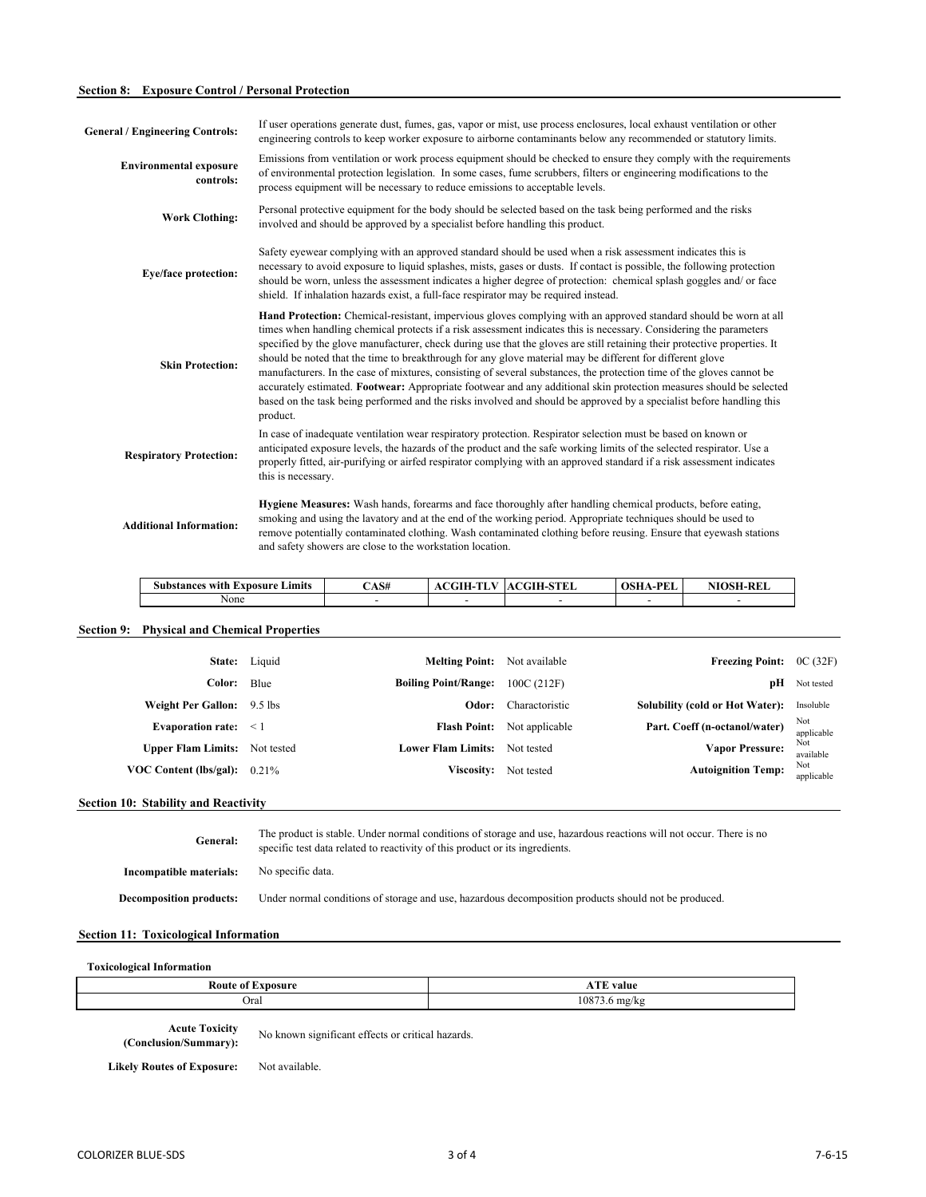## Section 8: Exposure Control / Personal Protection

| | |
|---|---|
| **General / Engineering Controls:** | If user operations generate dust, fumes, gas, vapor or mist, use process enclosures, local exhaust ventilation or other engineering controls to keep worker exposure to airborne contaminants below any recommended or statutory limits. |
| **Environmental exposure controls:** | Emissions from ventilation or work process equipment should be checked to ensure they comply with the requirements of environmental protection legislation. In some cases, fume scrubbers, filters or engineering modifications to the process equipment will be necessary to reduce emissions to acceptable levels. |
| **Work Clothing:** | Personal protective equipment for the body should be selected based on the task being performed and the risks involved and should be approved by a specialist before handling this product. |
| **Eye/face protection:** | Safety eyewear complying with an approved standard should be used when a risk assessment indicates this is necessary to avoid exposure to liquid splashes, mists, gases or dusts. If contact is possible, the following protection should be worn, unless the assessment indicates a higher degree of protection: chemical splash goggles and/ or face shield. If inhalation hazards exist, a full-face respirator may be required instead. |
| **Skin Protection:** | **Hand Protection:** Chemical-resistant, impervious gloves complying with an approved standard should be worn at all times when handling chemical protects if a risk assessment indicates this is necessary. Considering the parameters specified by the glove manufacturer, check during use that the gloves are still retaining their protective properties. It should be noted that the time to breakthrough for any glove material may be different for different glove manufacturers. In the case of mixtures, consisting of several substances, the protection time of the gloves cannot be accurately estimated. **Footwear:** Appropriate footwear and any additional skin protection measures should be selected based on the task being performed and the risks involved and should be approved by a specialist before handling this product. |
| **Respiratory Protection:** | In case of inadequate ventilation wear respiratory protection. Respirator selection must be based on known or anticipated exposure levels, the hazards of the product and the safe working limits of the selected respirator. Use a properly fitted, air-purifying or airfed respirator complying with an approved standard if a risk assessment indicates this is necessary. |
| **Additional Information:** | **Hygiene Measures:** Wash hands, forearms and face thoroughly after handling chemical products, before eating, smoking and using the lavatory and at the end of the working period. Appropriate techniques should be used to remove potentially contaminated clothing. Wash contaminated clothing before reusing. Ensure that eyewash stations and safety showers are close to the workstation location. |

| Substances with Exposure Limits | CAS# | ACGIH-TLV | ACGIH-STEL | OSHA-PEL | NIOSH-REL |
|---|---|---|---|---|---|
| None | - | - | - | - | - |

## Section 9: Physical and Chemical Properties

| | | | | | |
|---|---|---|---|---|---|
| **State:** | Liquid | **Melting Point:** | Not available | **Freezing Point:** | 0C (32F) |
| **Color:** | Blue | **Boiling Point/Range:** | 100C (212F) | **pH** | Not tested |
| **Weight Per Gallon:** | 9.5 lbs | **Odor:** | Charactoristic | **Solubility (cold or Hot Water):** | Insoluble |
| **Evaporation rate:** | < 1 | **Flash Point:** | Not applicable | **Part. Coeff (n-octanol/water)** | Not applicable |
| **Upper Flam Limits:** | Not tested | **Lower Flam Limits:** | Not tested | **Vapor Pressure:** | Not available |
| **VOC Content (lbs/gal):** | 0.21% | **Viscosity:** | Not tested | **Autoignition Temp:** | Not applicable |

## Section 10: Stability and Reactivity

| | |
|---|---|
| **General:** | The product is stable. Under normal conditions of storage and use, hazardous reactions will not occur. There is no specific test data related to reactivity of this product or its ingredients. |
| **Incompatible materials:** | No specific data. |
| **Decomposition products:** | Under normal conditions of storage and use, hazardous decomposition products should not be produced. |

## Section 11: Toxicological Information

### Toxicological Information

| Route of Exposure | ATE value |
|---|---|
| Oral | 10873.6 mg/kg |

| | |
|---|---|
| **Acute Toxicity (Conclusion/Summary):** | No known significant effects or critical hazards. |
| **Likely Routes of Exposure:** | Not available. |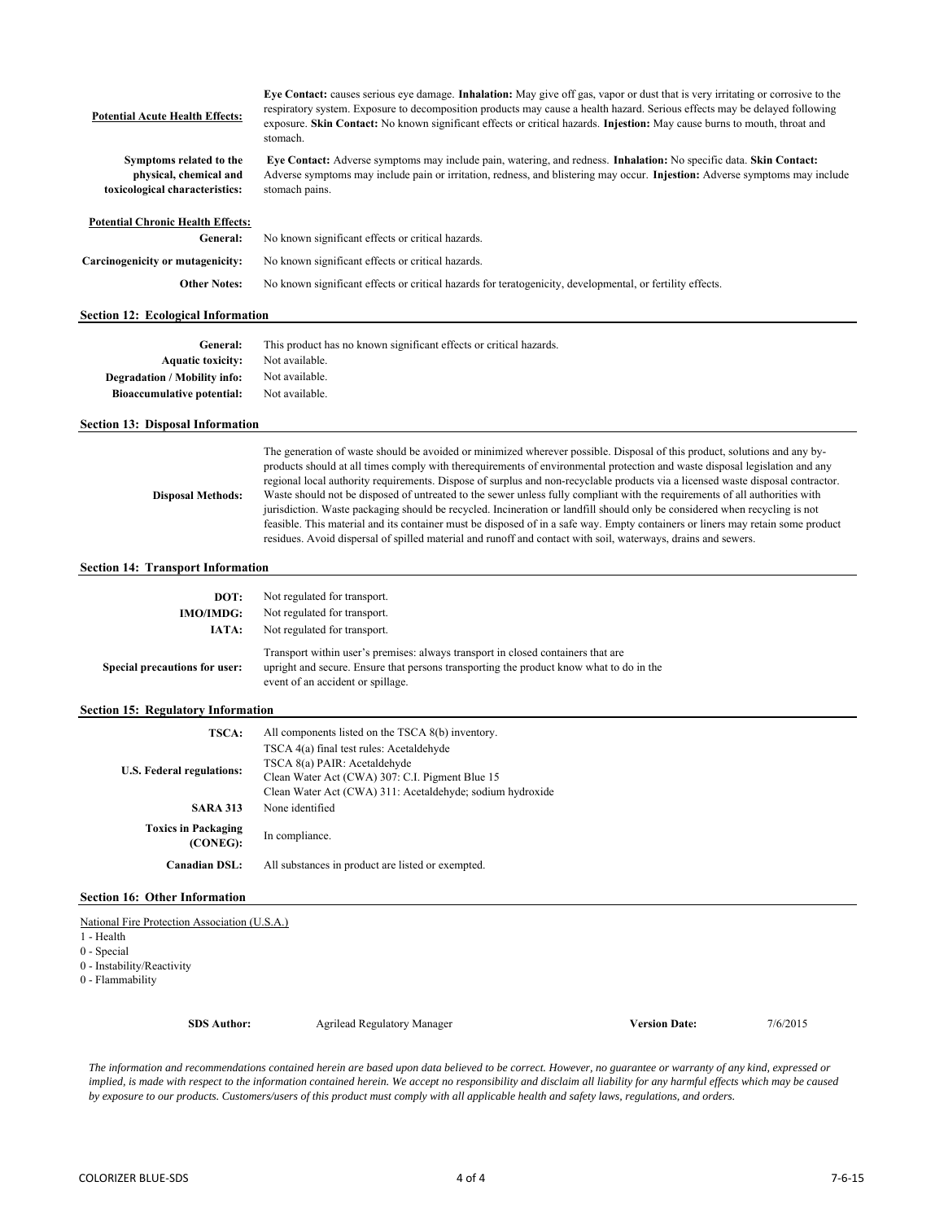**Potential Acute Health Effects:** **Eye Contact:** causes serious eye damage. **Inhalation:** May give off gas, vapor or dust that is very irritating or corrosive to the respiratory system. Exposure to decomposition products may cause a health hazard. Serious effects may be delayed following exposure. **Skin Contact:** No known significant effects or critical hazards. **Injestion:** May cause burns to mouth, throat and stomach.

**Symptoms related to the physical, chemical and toxicological characteristics:** **Eye Contact:** Adverse symptoms may include pain, watering, and redness. **Inhalation:** No specific data. **Skin Contact:** Adverse symptoms may include pain or irritation, redness, and blistering may occur. **Injestion:** Adverse symptoms may include stomach pains.

**Potential Chronic Health Effects:**

**General:** No known significant effects or critical hazards.

**Carcinogenicity or mutagenicity:** No known significant effects or critical hazards.

**Other Notes:** No known significant effects or critical hazards for teratogenicity, developmental, or fertility effects.

## Section 12: Ecological Information

**General:** This product has no known significant effects or critical hazards.
**Aquatic toxicity:** Not available.
**Degradation / Mobility info:** Not available.
**Bioaccumulative potential:** Not available.

## Section 13: Disposal Information

**Disposal Methods:** The generation of waste should be avoided or minimized wherever possible. Disposal of this product, solutions and any by-products should at all times comply with therequirements of environmental protection and waste disposal legislation and any regional local authority requirements. Dispose of surplus and non-recyclable products via a licensed waste disposal contractor. Waste should not be disposed of untreated to the sewer unless fully compliant with the requirements of all authorities with jurisdiction. Waste packaging should be recycled. Incineration or landfill should only be considered when recycling is not feasible. This material and its container must be disposed of in a safe way. Empty containers or liners may retain some product residues. Avoid dispersal of spilled material and runoff and contact with soil, waterways, drains and sewers.

## Section 14: Transport Information

**DOT:** Not regulated for transport.
**IMO/IMDG:** Not regulated for transport.
**IATA:** Not regulated for transport.

**Special precautions for user:** Transport within user's premises: always transport in closed containers that are upright and secure. Ensure that persons transporting the product know what to do in the event of an accident or spillage.

## Section 15: Regulatory Information

**TSCA:** All components listed on the TSCA 8(b) inventory.

**U.S. Federal regulations:**
TSCA 4(a) final test rules: Acetaldehyde
TSCA 8(a) PAIR: Acetaldehyde
Clean Water Act (CWA) 307: C.I. Pigment Blue 15
Clean Water Act (CWA) 311: Acetaldehyde; sodium hydroxide

**SARA 313** None identified

**Toxics in Packaging (CONEG):** In compliance.

**Canadian DSL:** All substances in product are listed or exempted.

## Section 16: Other Information

National Fire Protection Association (U.S.A.)
1 - Health
0 - Special
0 - Instability/Reactivity
0 - Flammability

**SDS Author:** Agrilead Regulatory Manager **Version Date:** 7/6/2015

*The information and recommendations contained herein are based upon data believed to be correct. However, no guarantee or warranty of any kind, expressed or implied, is made with respect to the information contained herein. We accept no responsibility and disclaim all liability for any harmful effects which may be caused by exposure to our products. Customers/users of this product must comply with all applicable health and safety laws, regulations, and orders.*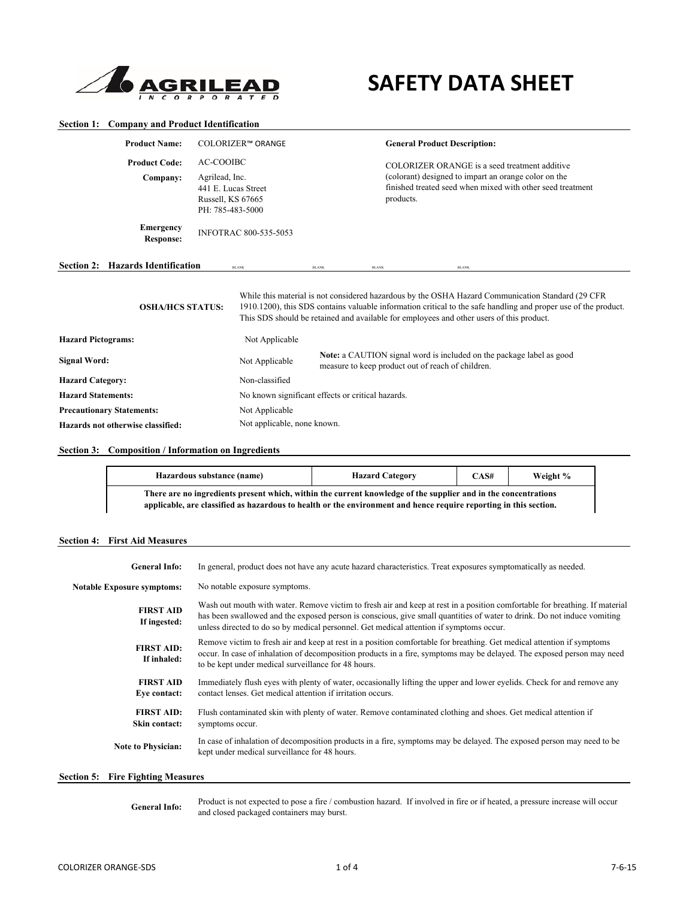**AGRILEAD INCORPORATED**

# SAFETY DATA SHEET

## Section 1: Company and Product Identification

**Product Name:** COLORIZER™ ORANGE

**Product Code:** AC-COOIBC

**Company:** Agrilead, Inc.
441 E. Lucas Street
Russell, KS 67665
PH: 785-483-5000

**Emergency Response:** INFOTRAC 800-535-5053

**General Product Description:**

COLORIZER ORANGE is a seed treatment additive (colorant) designed to impart an orange color on the finished treated seed when mixed with other seed treatment products.

## Section 2: Hazards Identification

**OSHA/HCS STATUS:** While this material is not considered hazardous by the OSHA Hazard Communication Standard (29 CFR 1910.1200), this SDS contains valuable information critical to the safe handling and proper use of the product. This SDS should be retained and available for employees and other users of this product.

**Hazard Pictograms:** Not Applicable

**Signal Word:** Not Applicable — **Note:** a CAUTION signal word is included on the package label as good measure to keep product out of reach of children.

**Hazard Category:** Non-classified

**Hazard Statements:** No known significant effects or critical hazards.

**Precautionary Statements:** Not Applicable

**Hazards not otherwise classified:** Not applicable, none known.

## Section 3: Composition / Information on Ingredients

| Hazardous substance (name) | Hazard Category | CAS# | Weight % |
|---|---|---|---|
| **There are no ingredients present which, within the current knowledge of the supplier and in the concentrations applicable, are classified as hazardous to health or the environment and hence require reporting in this section.** | | | |

## Section 4: First Aid Measures

**General Info:** In general, product does not have any acute hazard characteristics. Treat exposures symptomatically as needed.

**Notable Exposure symptoms:** No notable exposure symptoms.

**FIRST AID If ingested:** Wash out mouth with water. Remove victim to fresh air and keep at rest in a position comfortable for breathing. If material has been swallowed and the exposed person is conscious, give small quantities of water to drink. Do not induce vomiting unless directed to do so by medical personnel. Get medical attention if symptoms occur.

**FIRST AID: If inhaled:** Remove victim to fresh air and keep at rest in a position comfortable for breathing. Get medical attention if symptoms occur. In case of inhalation of decomposition products in a fire, symptoms may be delayed. The exposed person may need to be kept under medical surveillance for 48 hours.

**FIRST AID Eye contact:** Immediately flush eyes with plenty of water, occasionally lifting the upper and lower eyelids. Check for and remove any contact lenses. Get medical attention if irritation occurs.

**FIRST AID: Skin contact:** Flush contaminated skin with plenty of water. Remove contaminated clothing and shoes. Get medical attention if symptoms occur.

**Note to Physician:** In case of inhalation of decomposition products in a fire, symptoms may be delayed. The exposed person may need to be kept under medical surveillance for 48 hours.

## Section 5: Fire Fighting Measures

**General Info:** Product is not expected to pose a fire / combustion hazard. If involved in fire or if heated, a pressure increase will occur and closed packaged containers may burst.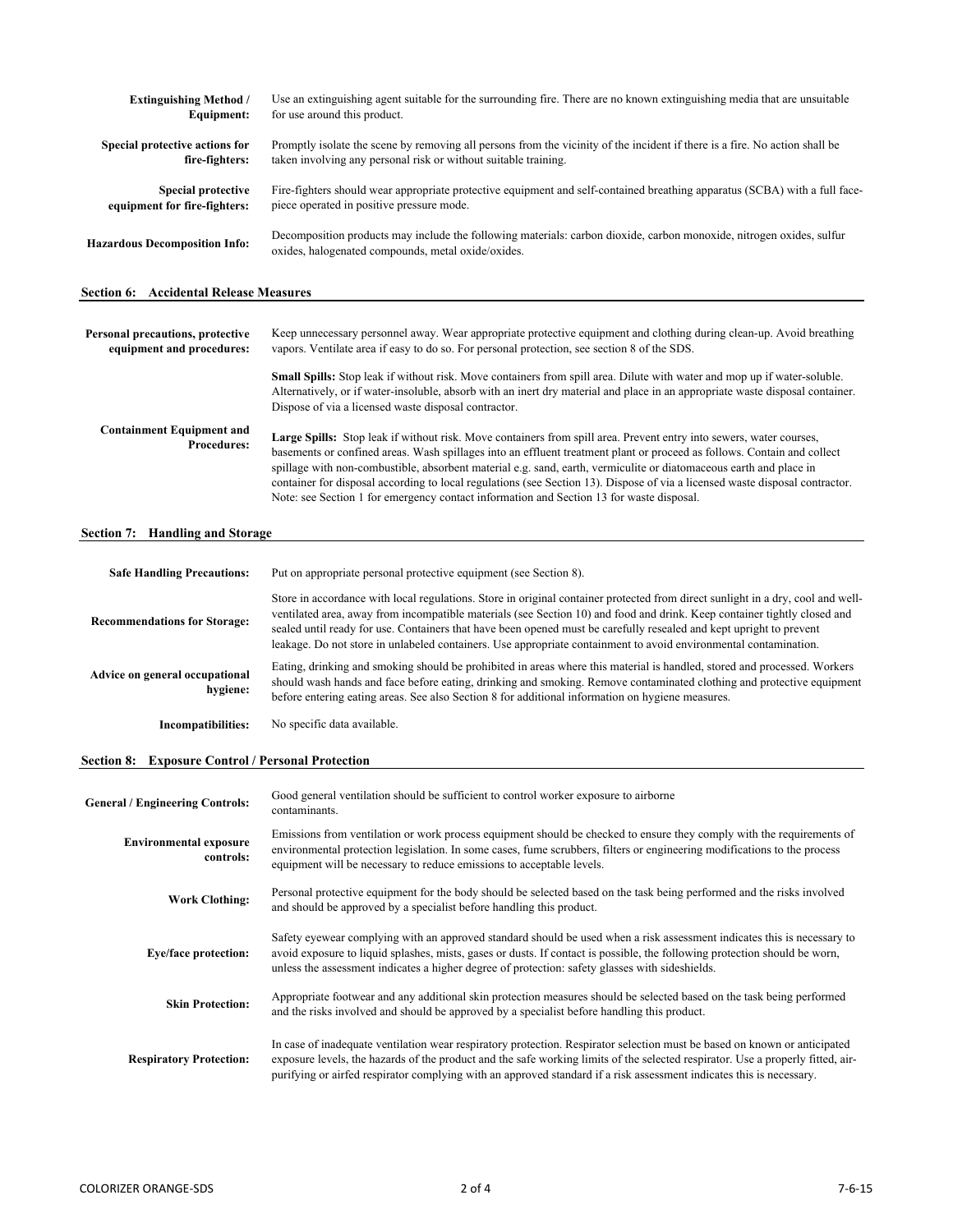| | |
|---|---|
| **Extinguishing Method / Equipment:** | Use an extinguishing agent suitable for the surrounding fire. There are no known extinguishing media that are unsuitable for use around this product. |
| **Special protective actions for fire-fighters:** | Promptly isolate the scene by removing all persons from the vicinity of the incident if there is a fire. No action shall be taken involving any personal risk or without suitable training. |
| **Special protective equipment for fire-fighters:** | Fire-fighters should wear appropriate protective equipment and self-contained breathing apparatus (SCBA) with a full face-piece operated in positive pressure mode. |
| **Hazardous Decomposition Info:** | Decomposition products may include the following materials: carbon dioxide, carbon monoxide, nitrogen oxides, sulfur oxides, halogenated compounds, metal oxide/oxides. |

## Section 6: Accidental Release Measures

| | |
|---|---|
| **Personal precautions, protective equipment and procedures:** | Keep unnecessary personnel away. Wear appropriate protective equipment and clothing during clean-up. Avoid breathing vapors. Ventilate area if easy to do so. For personal protection, see section 8 of the SDS. |
| **Containment Equipment and Procedures:** | **Small Spills:** Stop leak if without risk. Move containers from spill area. Dilute with water and mop up if water-soluble. Alternatively, or if water-insoluble, absorb with an inert dry material and place in an appropriate waste disposal container. Dispose of via a licensed waste disposal contractor. <br><br> **Large Spills:** Stop leak if without risk. Move containers from spill area. Prevent entry into sewers, water courses, basements or confined areas. Wash spillages into an effluent treatment plant or proceed as follows. Contain and collect spillage with non-combustible, absorbent material e.g. sand, earth, vermiculite or diatomaceous earth and place in container for disposal according to local regulations (see Section 13). Dispose of via a licensed waste disposal contractor. Note: see Section 1 for emergency contact information and Section 13 for waste disposal. |

## Section 7: Handling and Storage

| | |
|---|---|
| **Safe Handling Precautions:** | Put on appropriate personal protective equipment (see Section 8). |
| **Recommendations for Storage:** | Store in accordance with local regulations. Store in original container protected from direct sunlight in a dry, cool and well-ventilated area, away from incompatible materials (see Section 10) and food and drink. Keep container tightly closed and sealed until ready for use. Containers that have been opened must be carefully resealed and kept upright to prevent leakage. Do not store in unlabeled containers. Use appropriate containment to avoid environmental contamination. |
| **Advice on general occupational hygiene:** | Eating, drinking and smoking should be prohibited in areas where this material is handled, stored and processed. Workers should wash hands and face before eating, drinking and smoking. Remove contaminated clothing and protective equipment before entering eating areas. See also Section 8 for additional information on hygiene measures. |
| **Incompatibilities:** | No specific data available. |

## Section 8: Exposure Control / Personal Protection

| | |
|---|---|
| **General / Engineering Controls:** | Good general ventilation should be sufficient to control worker exposure to airborne contaminants. |
| **Environmental exposure controls:** | Emissions from ventilation or work process equipment should be checked to ensure they comply with the requirements of environmental protection legislation. In some cases, fume scrubbers, filters or engineering modifications to the process equipment will be necessary to reduce emissions to acceptable levels. |
| **Work Clothing:** | Personal protective equipment for the body should be selected based on the task being performed and the risks involved and should be approved by a specialist before handling this product. |
| **Eye/face protection:** | Safety eyewear complying with an approved standard should be used when a risk assessment indicates this is necessary to avoid exposure to liquid splashes, mists, gases or dusts. If contact is possible, the following protection should be worn, unless the assessment indicates a higher degree of protection: safety glasses with sideshields. |
| **Skin Protection:** | Appropriate footwear and any additional skin protection measures should be selected based on the task being performed and the risks involved and should be approved by a specialist before handling this product. |
| **Respiratory Protection:** | In case of inadequate ventilation wear respiratory protection. Respirator selection must be based on known or anticipated exposure levels, the hazards of the product and the safe working limits of the selected respirator. Use a properly fitted, air-purifying or airfed respirator complying with an approved standard if a risk assessment indicates this is necessary. |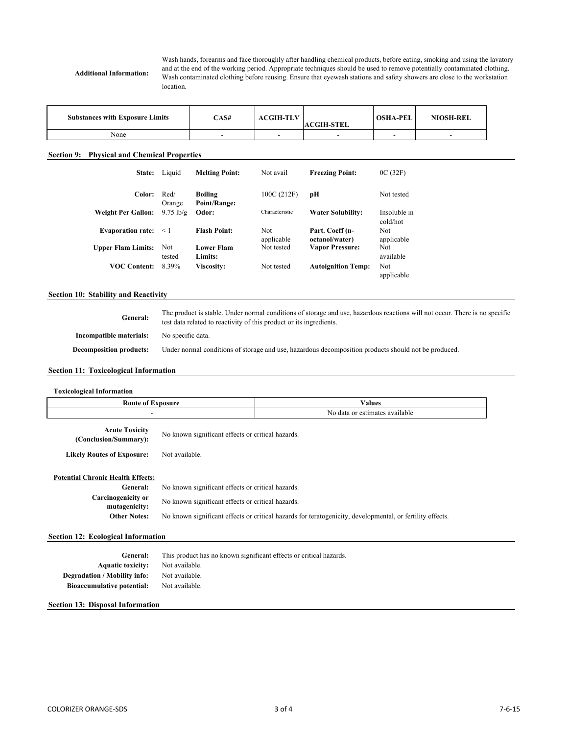**Additional Information:** Wash hands, forearms and face thoroughly after handling chemical products, before eating, smoking and using the lavatory and at the end of the working period. Appropriate techniques should be used to remove potentially contaminated clothing. Wash contaminated clothing before reusing. Ensure that eyewash stations and safety showers are close to the workstation location.

| Substances with Exposure Limits | CAS# | ACGIH-TLV | ACGIH-STEL | OSHA-PEL | NIOSH-REL |
|---|---|---|---|---|---|
| None | - | - | - | - | - |

## Section 9: Physical and Chemical Properties

| | | | | | |
|---|---|---|---|---|---|
| **State:** | Liquid | **Melting Point:** | Not avail | **Freezing Point:** | 0C (32F) |
| **Color:** | Red/ Orange | **Boiling Point/Range:** | 100C (212F) | **pH** | Not tested |
| **Weight Per Gallon:** | 9.75 lb/g | **Odor:** | Characteristic | **Water Solubility:** | Insoluble in cold/hot |
| **Evaporation rate:** | < 1 | **Flash Point:** | Not applicable | **Part. Coeff (n-octanol/water)** | Not applicable |
| **Upper Flam Limits:** | Not tested | **Lower Flam Limits:** | Not tested | **Vapor Pressure:** | Not available |
| **VOC Content:** | 8.39% | **Viscosity:** | Not tested | **Autoignition Temp:** | Not applicable |

## Section 10: Stability and Reactivity

**General:** The product is stable. Under normal conditions of storage and use, hazardous reactions will not occur. There is no specific test data related to reactivity of this product or its ingredients.

**Incompatible materials:** No specific data.

**Decomposition products:** Under normal conditions of storage and use, hazardous decomposition products should not be produced.

## Section 11: Toxicological Information

**Toxicological Information**

| Route of Exposure | Values |
|---|---|
| - | No data or estimates available |

**Acute Toxicity (Conclusion/Summary):** No known significant effects or critical hazards.

**Likely Routes of Exposure:** Not available.

**Potential Chronic Health Effects:**

**General:** No known significant effects or critical hazards.

**Carcinogenicity or mutagenicity:** No known significant effects or critical hazards.

**Other Notes:** No known significant effects or critical hazards for teratogenicity, developmental, or fertility effects.

## Section 12: Ecological Information

**General:** This product has no known significant effects or critical hazards.

**Aquatic toxicity:** Not available.

**Degradation / Mobility info:** Not available.

**Bioaccumulative potential:** Not available.

## Section 13: Disposal Information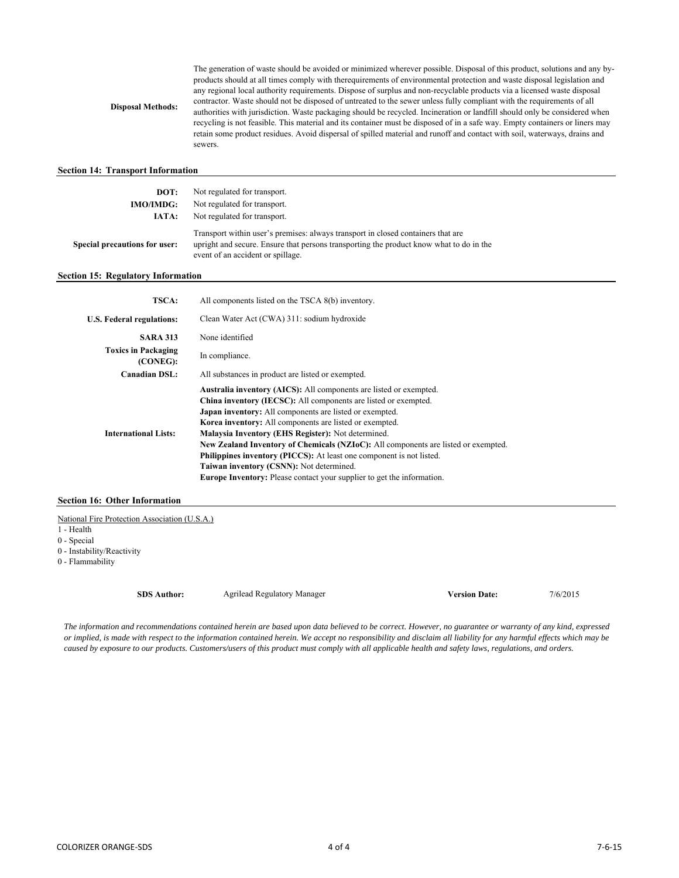| | |
|---|---|
| **Disposal Methods:** | The generation of waste should be avoided or minimized wherever possible. Disposal of this product, solutions and any by-products should at all times comply with therequirements of environmental protection and waste disposal legislation and any regional local authority requirements. Dispose of surplus and non-recyclable products via a licensed waste disposal contractor. Waste should not be disposed of untreated to the sewer unless fully compliant with the requirements of all authorities with jurisdiction. Waste packaging should be recycled. Incineration or landfill should only be considered when recycling is not feasible. This material and its container must be disposed of in a safe way. Empty containers or liners may retain some product residues. Avoid dispersal of spilled material and runoff and contact with soil, waterways, drains and sewers. |

## Section 14: Transport Information

| | |
|---|---|
| **DOT:** | Not regulated for transport. |
| **IMO/IMDG:** | Not regulated for transport. |
| **IATA:** | Not regulated for transport. |
| **Special precautions for user:** | Transport within user's premises: always transport in closed containers that are upright and secure. Ensure that persons transporting the product know what to do in the event of an accident or spillage. |

## Section 15: Regulatory Information

| | |
|---|---|
| **TSCA:** | All components listed on the TSCA 8(b) inventory. |
| **U.S. Federal regulations:** | Clean Water Act (CWA) 311: sodium hydroxide |
| **SARA 313** | None identified |
| **Toxics in Packaging (CONEG):** | In compliance. |
| **Canadian DSL:** | All substances in product are listed or exempted. |
| **International Lists:** | **Australia inventory (AICS):** All components are listed or exempted.<br>**China inventory (IECSC):** All components are listed or exempted.<br>**Japan inventory:** All components are listed or exempted.<br>**Korea inventory:** All components are listed or exempted.<br>**Malaysia Inventory (EHS Register):** Not determined.<br>**New Zealand Inventory of Chemicals (NZIoC):** All components are listed or exempted.<br>**Philippines inventory (PICCS):** At least one component is not listed.<br>**Taiwan inventory (CSNN):** Not determined.<br>**Europe Inventory:** Please contact your supplier to get the information. |

## Section 16: Other Information

National Fire Protection Association (U.S.A.)

1 - Health
0 - Special
0 - Instability/Reactivity
0 - Flammability

**SDS Author:** Agrilead Regulatory Manager **Version Date:** 7/6/2015

*The information and recommendations contained herein are based upon data believed to be correct. However, no guarantee or warranty of any kind, expressed or implied, is made with respect to the information contained herein. We accept no responsibility and disclaim all liability for any harmful effects which may be caused by exposure to our products. Customers/users of this product must comply with all applicable health and safety laws, regulations, and orders.*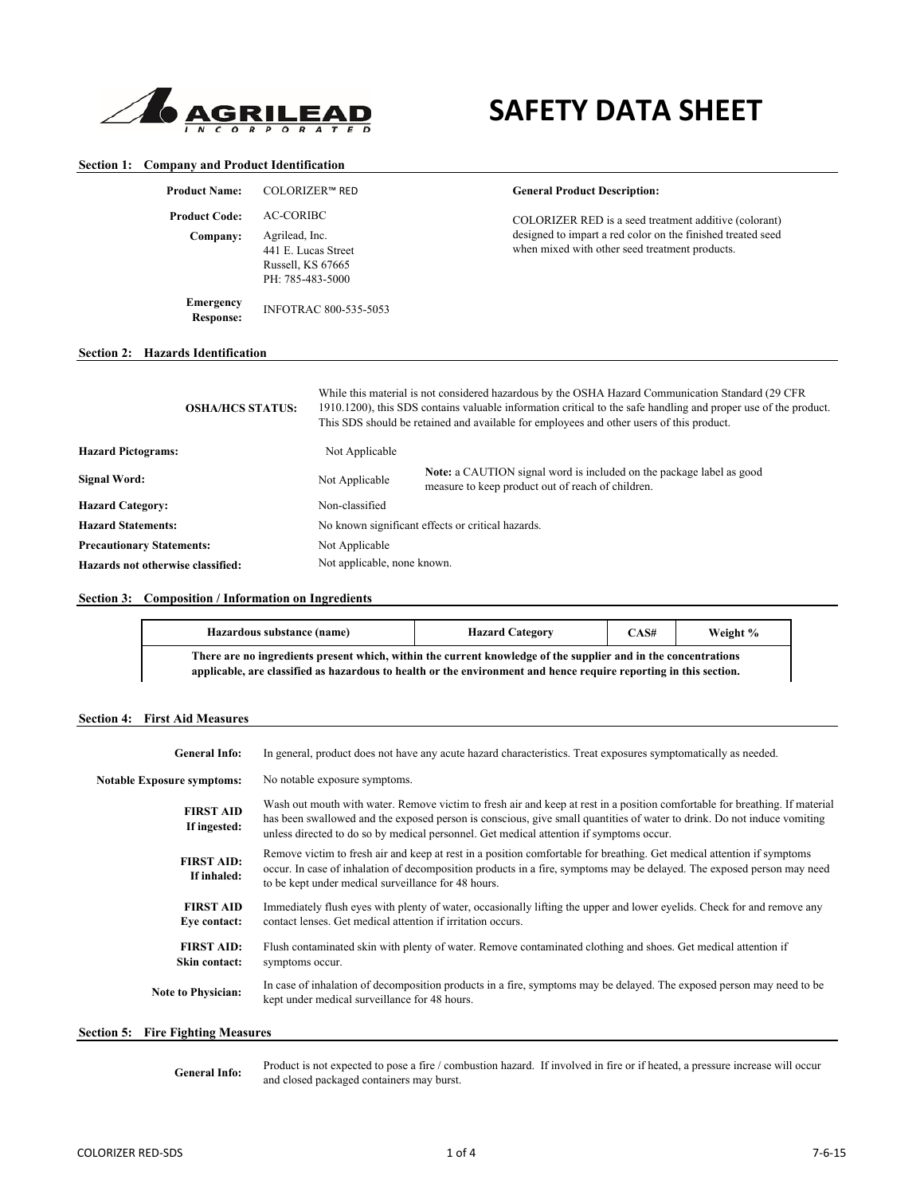# SAFETY DATA SHEET

## Section 1: Company and Product Identification

| | | |
|---|---|---|
| **Product Name:** | COLORIZER™ RED | **General Product Description:** |
| **Product Code:** | AC-CORIBC | COLORIZER RED is a seed treatment additive (colorant) designed to impart a red color on the finished treated seed when mixed with other seed treatment products. |
| **Company:** | Agrilead, Inc.<br>441 E. Lucas Street<br>Russell, KS 67665<br>PH: 785-483-5000 | |
| **Emergency Response:** | INFOTRAC 800-535-5053 | |

## Section 2: Hazards Identification

**OSHA/HCS STATUS:** While this material is not considered hazardous by the OSHA Hazard Communication Standard (29 CFR 1910.1200), this SDS contains valuable information critical to the safe handling and proper use of the product. This SDS should be retained and available for employees and other users of this product.

| | |
|---|---|
| **Hazard Pictograms:** | Not Applicable |
| **Signal Word:** | Not Applicable — **Note:** a CAUTION signal word is included on the package label as good measure to keep product out of reach of children. |
| **Hazard Category:** | Non-classified |
| **Hazard Statements:** | No known significant effects or critical hazards. |
| **Precautionary Statements:** | Not Applicable |
| **Hazards not otherwise classified:** | Not applicable, none known. |

## Section 3: Composition / Information on Ingredients

| Hazardous substance (name) | Hazard Category | CAS# | Weight % |
|---|---|---|---|
| **There are no ingredients present which, within the current knowledge of the supplier and in the concentrations applicable, are classified as hazardous to health or the environment and hence require reporting in this section.** | | | |

## Section 4: First Aid Measures

**General Info:** In general, product does not have any acute hazard characteristics. Treat exposures symptomatically as needed.

**Notable Exposure symptoms:** No notable exposure symptoms.

**FIRST AID If ingested:** Wash out mouth with water. Remove victim to fresh air and keep at rest in a position comfortable for breathing. If material has been swallowed and the exposed person is conscious, give small quantities of water to drink. Do not induce vomiting unless directed to do so by medical personnel. Get medical attention if symptoms occur.

**FIRST AID: If inhaled:** Remove victim to fresh air and keep at rest in a position comfortable for breathing. Get medical attention if symptoms occur. In case of inhalation of decomposition products in a fire, symptoms may be delayed. The exposed person may need to be kept under medical surveillance for 48 hours.

**FIRST AID Eye contact:** Immediately flush eyes with plenty of water, occasionally lifting the upper and lower eyelids. Check for and remove any contact lenses. Get medical attention if irritation occurs.

**FIRST AID: Skin contact:** Flush contaminated skin with plenty of water. Remove contaminated clothing and shoes. Get medical attention if symptoms occur.

**Note to Physician:** In case of inhalation of decomposition products in a fire, symptoms may be delayed. The exposed person may need to be kept under medical surveillance for 48 hours.

## Section 5: Fire Fighting Measures

**General Info:** Product is not expected to pose a fire / combustion hazard. If involved in fire or if heated, a pressure increase will occur and closed packaged containers may burst.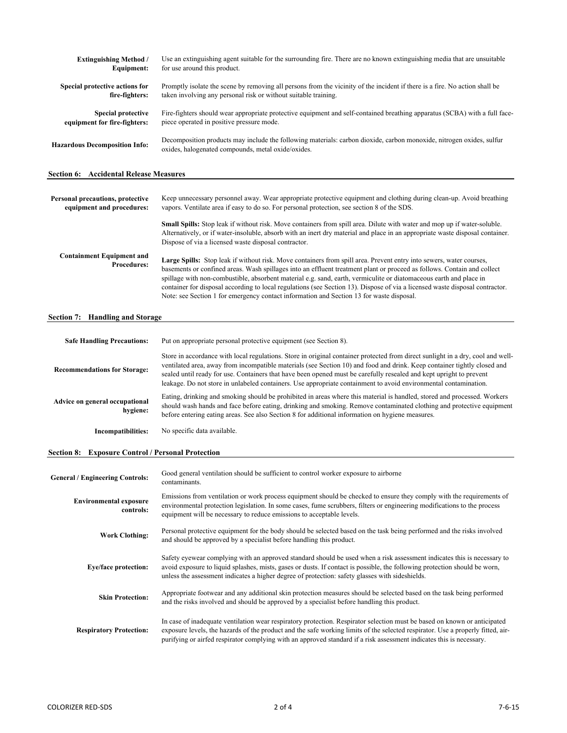| | |
|---|---|
| **Extinguishing Method / Equipment:** | Use an extinguishing agent suitable for the surrounding fire. There are no known extinguishing media that are unsuitable for use around this product. |
| **Special protective actions for fire-fighters:** | Promptly isolate the scene by removing all persons from the vicinity of the incident if there is a fire. No action shall be taken involving any personal risk or without suitable training. |
| **Special protective equipment for fire-fighters:** | Fire-fighters should wear appropriate protective equipment and self-contained breathing apparatus (SCBA) with a full face-piece operated in positive pressure mode. |
| **Hazardous Decomposition Info:** | Decomposition products may include the following materials: carbon dioxide, carbon monoxide, nitrogen oxides, sulfur oxides, halogenated compounds, metal oxide/oxides. |

## Section 6: Accidental Release Measures

| | |
|---|---|
| **Personal precautions, protective equipment and procedures:** | Keep unnecessary personnel away. Wear appropriate protective equipment and clothing during clean-up. Avoid breathing vapors. Ventilate area if easy to do so. For personal protection, see section 8 of the SDS. |
| **Containment Equipment and Procedures:** | **Small Spills:** Stop leak if without risk. Move containers from spill area. Dilute with water and mop up if water-soluble. Alternatively, or if water-insoluble, absorb with an inert dry material and place in an appropriate waste disposal container. Dispose of via a licensed waste disposal contractor.<br><br>**Large Spills:** Stop leak if without risk. Move containers from spill area. Prevent entry into sewers, water courses, basements or confined areas. Wash spillages into an effluent treatment plant or proceed as follows. Contain and collect spillage with non-combustible, absorbent material e.g. sand, earth, vermiculite or diatomaceous earth and place in container for disposal according to local regulations (see Section 13). Dispose of via a licensed waste disposal contractor. Note: see Section 1 for emergency contact information and Section 13 for waste disposal. |

## Section 7: Handling and Storage

| | |
|---|---|
| **Safe Handling Precautions:** | Put on appropriate personal protective equipment (see Section 8). |
| **Recommendations for Storage:** | Store in accordance with local regulations. Store in original container protected from direct sunlight in a dry, cool and well-ventilated area, away from incompatible materials (see Section 10) and food and drink. Keep container tightly closed and sealed until ready for use. Containers that have been opened must be carefully resealed and kept upright to prevent leakage. Do not store in unlabeled containers. Use appropriate containment to avoid environmental contamination. |
| **Advice on general occupational hygiene:** | Eating, drinking and smoking should be prohibited in areas where this material is handled, stored and processed. Workers should wash hands and face before eating, drinking and smoking. Remove contaminated clothing and protective equipment before entering eating areas. See also Section 8 for additional information on hygiene measures. |
| **Incompatibilities:** | No specific data available. |

## Section 8: Exposure Control / Personal Protection

| | |
|---|---|
| **General / Engineering Controls:** | Good general ventilation should be sufficient to control worker exposure to airborne contaminants. |
| **Environmental exposure controls:** | Emissions from ventilation or work process equipment should be checked to ensure they comply with the requirements of environmental protection legislation. In some cases, fume scrubbers, filters or engineering modifications to the process equipment will be necessary to reduce emissions to acceptable levels. |
| **Work Clothing:** | Personal protective equipment for the body should be selected based on the task being performed and the risks involved and should be approved by a specialist before handling this product. |
| **Eye/face protection:** | Safety eyewear complying with an approved standard should be used when a risk assessment indicates this is necessary to avoid exposure to liquid splashes, mists, gases or dusts. If contact is possible, the following protection should be worn, unless the assessment indicates a higher degree of protection: safety glasses with sideshields. |
| **Skin Protection:** | Appropriate footwear and any additional skin protection measures should be selected based on the task being performed and the risks involved and should be approved by a specialist before handling this product. |
| **Respiratory Protection:** | In case of inadequate ventilation wear respiratory protection. Respirator selection must be based on known or anticipated exposure levels, the hazards of the product and the safe working limits of the selected respirator. Use a properly fitted, air-purifying or airfed respirator complying with an approved standard if a risk assessment indicates this is necessary. |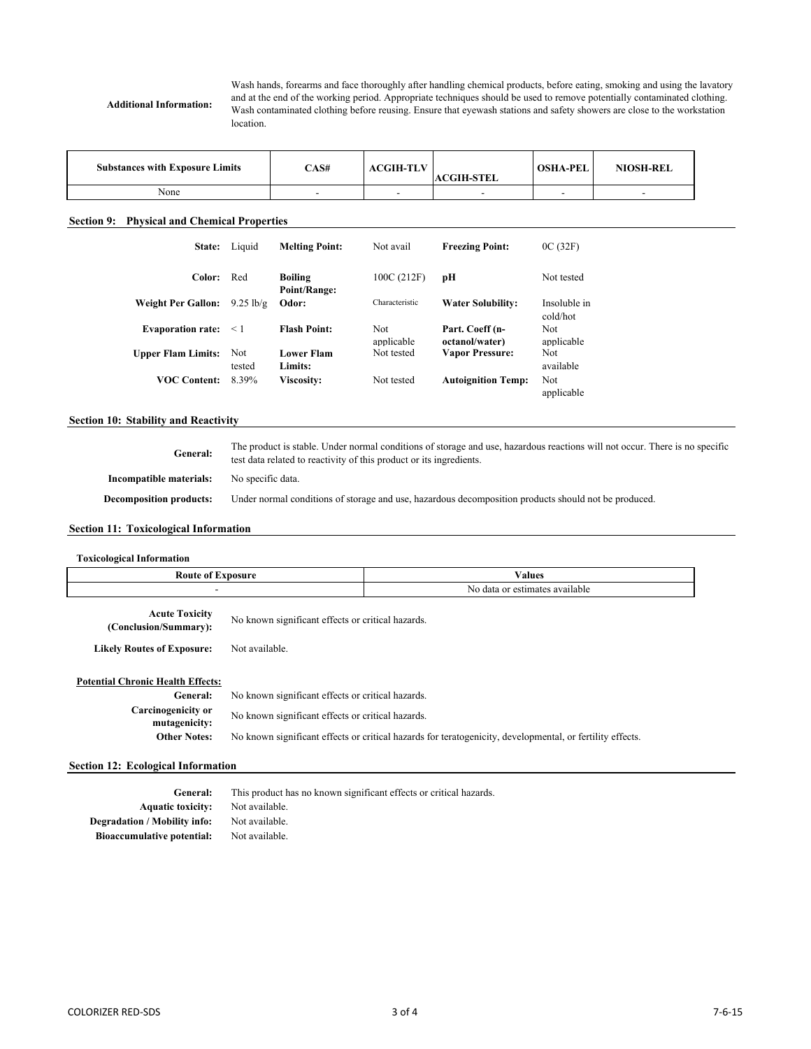**Additional Information:** Wash hands, forearms and face thoroughly after handling chemical products, before eating, smoking and using the lavatory and at the end of the working period. Appropriate techniques should be used to remove potentially contaminated clothing. Wash contaminated clothing before reusing. Ensure that eyewash stations and safety showers are close to the workstation location.

| Substances with Exposure Limits | CAS# | ACGIH-TLV | ACGIH-STEL | OSHA-PEL | NIOSH-REL |
|---|---|---|---|---|---|
| None | - | - | - | - | - |

## Section 9: Physical and Chemical Properties

| | | | | | |
|---|---|---|---|---|---|
| **State:** | Liquid | **Melting Point:** | Not avail | **Freezing Point:** | 0C (32F) |
| **Color:** | Red | **Boiling Point/Range:** | 100C (212F) | **pH** | Not tested |
| **Weight Per Gallon:** | 9.25 lb/g | **Odor:** | Characteristic | **Water Solubility:** | Insoluble in cold/hot |
| **Evaporation rate:** | < 1 | **Flash Point:** | Not applicable | **Part. Coeff (n-octanol/water)** | Not applicable |
| **Upper Flam Limits:** | Not tested | **Lower Flam Limits:** | Not tested | **Vapor Pressure:** | Not available |
| **VOC Content:** | 8.39% | **Viscosity:** | Not tested | **Autoignition Temp:** | Not applicable |

## Section 10: Stability and Reactivity

**General:** The product is stable. Under normal conditions of storage and use, hazardous reactions will not occur. There is no specific test data related to reactivity of this product or its ingredients.

**Incompatible materials:** No specific data.

**Decomposition products:** Under normal conditions of storage and use, hazardous decomposition products should not be produced.

## Section 11: Toxicological Information

**Toxicological Information**

| Route of Exposure | Values |
|---|---|
| - | No data or estimates available |

**Acute Toxicity (Conclusion/Summary):** No known significant effects or critical hazards.

**Likely Routes of Exposure:** Not available.

**Potential Chronic Health Effects:**

**General:** No known significant effects or critical hazards.

**Carcinogenicity or mutagenicity:** No known significant effects or critical hazards.

**Other Notes:** No known significant effects or critical hazards for teratogenicity, developmental, or fertility effects.

## Section 12: Ecological Information

**General:** This product has no known significant effects or critical hazards.

**Aquatic toxicity:** Not available.

**Degradation / Mobility info:** Not available.

**Bioaccumulative potential:** Not available.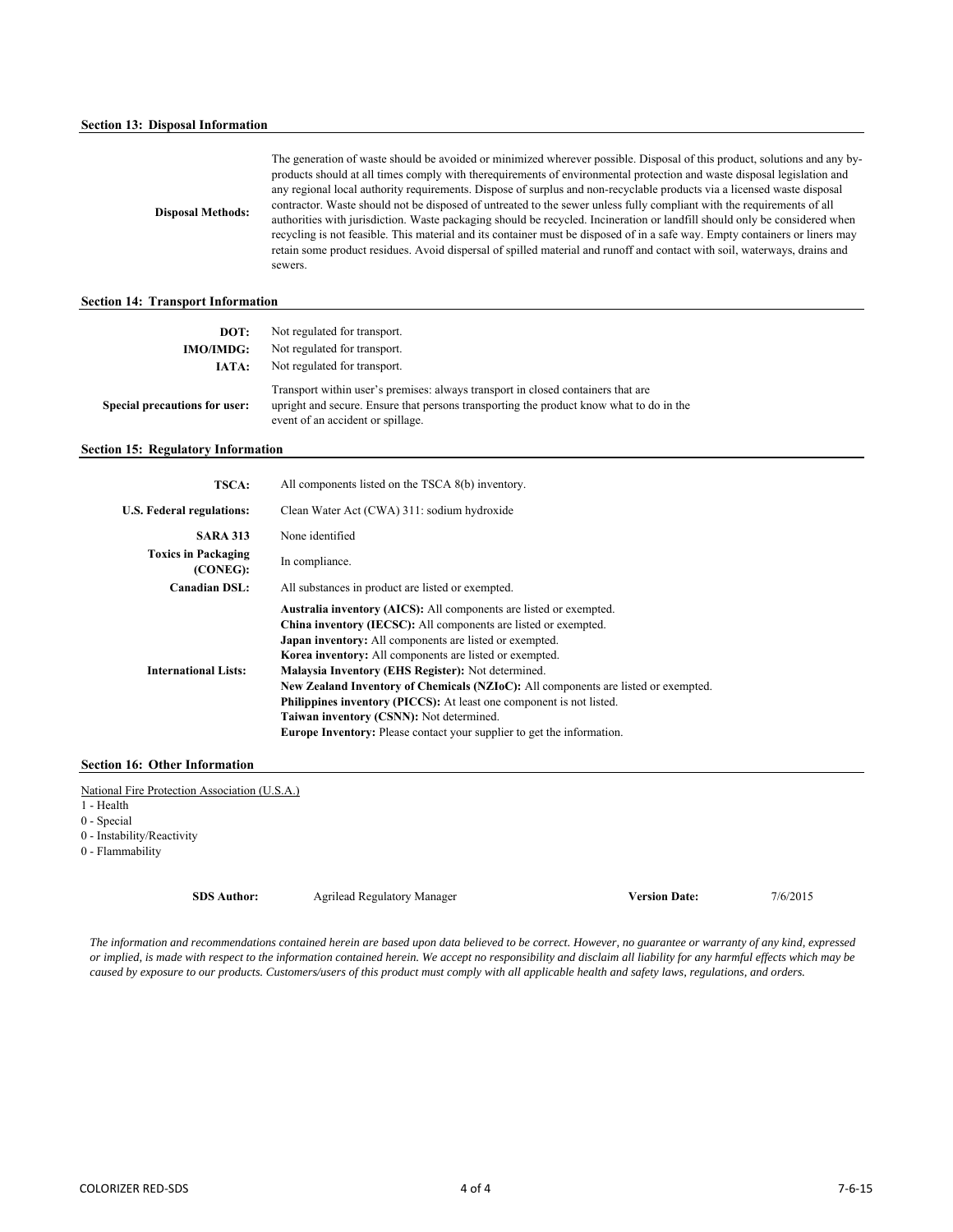## Section 13: Disposal Information

| | |
|---|---|
| **Disposal Methods:** | The generation of waste should be avoided or minimized wherever possible. Disposal of this product, solutions and any by-products should at all times comply with therequirements of environmental protection and waste disposal legislation and any regional local authority requirements. Dispose of surplus and non-recyclable products via a licensed waste disposal contractor. Waste should not be disposed of untreated to the sewer unless fully compliant with the requirements of all authorities with jurisdiction. Waste packaging should be recycled. Incineration or landfill should only be considered when recycling is not feasible. This material and its container must be disposed of in a safe way. Empty containers or liners may retain some product residues. Avoid dispersal of spilled material and runoff and contact with soil, waterways, drains and sewers. |

## Section 14: Transport Information

| | |
|---|---|
| **DOT:** | Not regulated for transport. |
| **IMO/IMDG:** | Not regulated for transport. |
| **IATA:** | Not regulated for transport. |
| **Special precautions for user:** | Transport within user's premises: always transport in closed containers that are upright and secure. Ensure that persons transporting the product know what to do in the event of an accident or spillage. |

## Section 15: Regulatory Information

| | |
|---|---|
| **TSCA:** | All components listed on the TSCA 8(b) inventory. |
| **U.S. Federal regulations:** | Clean Water Act (CWA) 311: sodium hydroxide |
| **SARA 313** | None identified |
| **Toxics in Packaging (CONEG):** | In compliance. |
| **Canadian DSL:** | All substances in product are listed or exempted. |
| **International Lists:** | **Australia inventory (AICS):** All components are listed or exempted.<br>**China inventory (IECSC):** All components are listed or exempted.<br>**Japan inventory:** All components are listed or exempted.<br>**Korea inventory:** All components are listed or exempted.<br>**Malaysia Inventory (EHS Register):** Not determined.<br>**New Zealand Inventory of Chemicals (NZIoC):** All components are listed or exempted.<br>**Philippines inventory (PICCS):** At least one component is not listed.<br>**Taiwan inventory (CSNN):** Not determined.<br>**Europe Inventory:** Please contact your supplier to get the information. |

## Section 16: Other Information

National Fire Protection Association (U.S.A.)

1 - Health
0 - Special
0 - Instability/Reactivity
0 - Flammability

**SDS Author:** Agrilead Regulatory Manager **Version Date:** 7/6/2015

*The information and recommendations contained herein are based upon data believed to be correct. However, no guarantee or warranty of any kind, expressed or implied, is made with respect to the information contained herein. We accept no responsibility and disclaim all liability for any harmful effects which may be caused by exposure to our products. Customers/users of this product must comply with all applicable health and safety laws, regulations, and orders.*